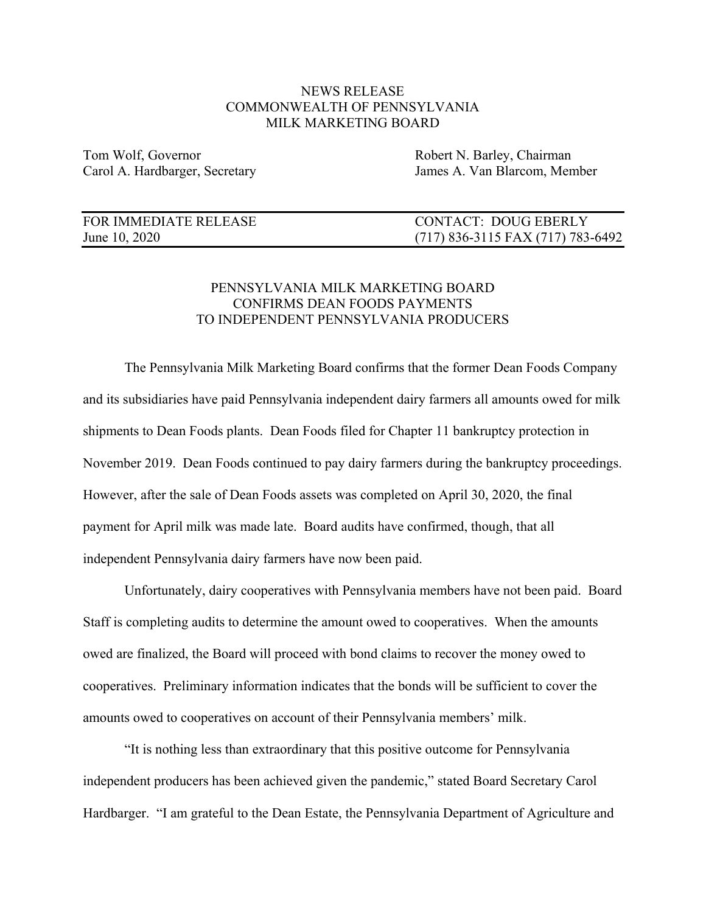NEWS RELEASE
COMMONWEALTH OF PENNSYLVANIA
MILK MARKETING BOARD

| | |
|---|---|
| Tom Wolf, Governor | Robert N. Barley, Chairman |
| Carol A. Hardbarger, Secretary | James A. Van Blarcom, Member |

| | |
|---|---|
| FOR IMMEDIATE RELEASE | CONTACT: DOUG EBERLY |
| June 10, 2020 | (717) 836-3115 FAX (717) 783-6492 |

# PENNSYLVANIA MILK MARKETING BOARD CONFIRMS DEAN FOODS PAYMENTS TO INDEPENDENT PENNSYLVANIA PRODUCERS

The Pennsylvania Milk Marketing Board confirms that the former Dean Foods Company and its subsidiaries have paid Pennsylvania independent dairy farmers all amounts owed for milk shipments to Dean Foods plants. Dean Foods filed for Chapter 11 bankruptcy protection in November 2019. Dean Foods continued to pay dairy farmers during the bankruptcy proceedings. However, after the sale of Dean Foods assets was completed on April 30, 2020, the final payment for April milk was made late. Board audits have confirmed, though, that all independent Pennsylvania dairy farmers have now been paid.

Unfortunately, dairy cooperatives with Pennsylvania members have not been paid. Board Staff is completing audits to determine the amount owed to cooperatives. When the amounts owed are finalized, the Board will proceed with bond claims to recover the money owed to cooperatives. Preliminary information indicates that the bonds will be sufficient to cover the amounts owed to cooperatives on account of their Pennsylvania members' milk.

"It is nothing less than extraordinary that this positive outcome for Pennsylvania independent producers has been achieved given the pandemic," stated Board Secretary Carol Hardbarger. "I am grateful to the Dean Estate, the Pennsylvania Department of Agriculture and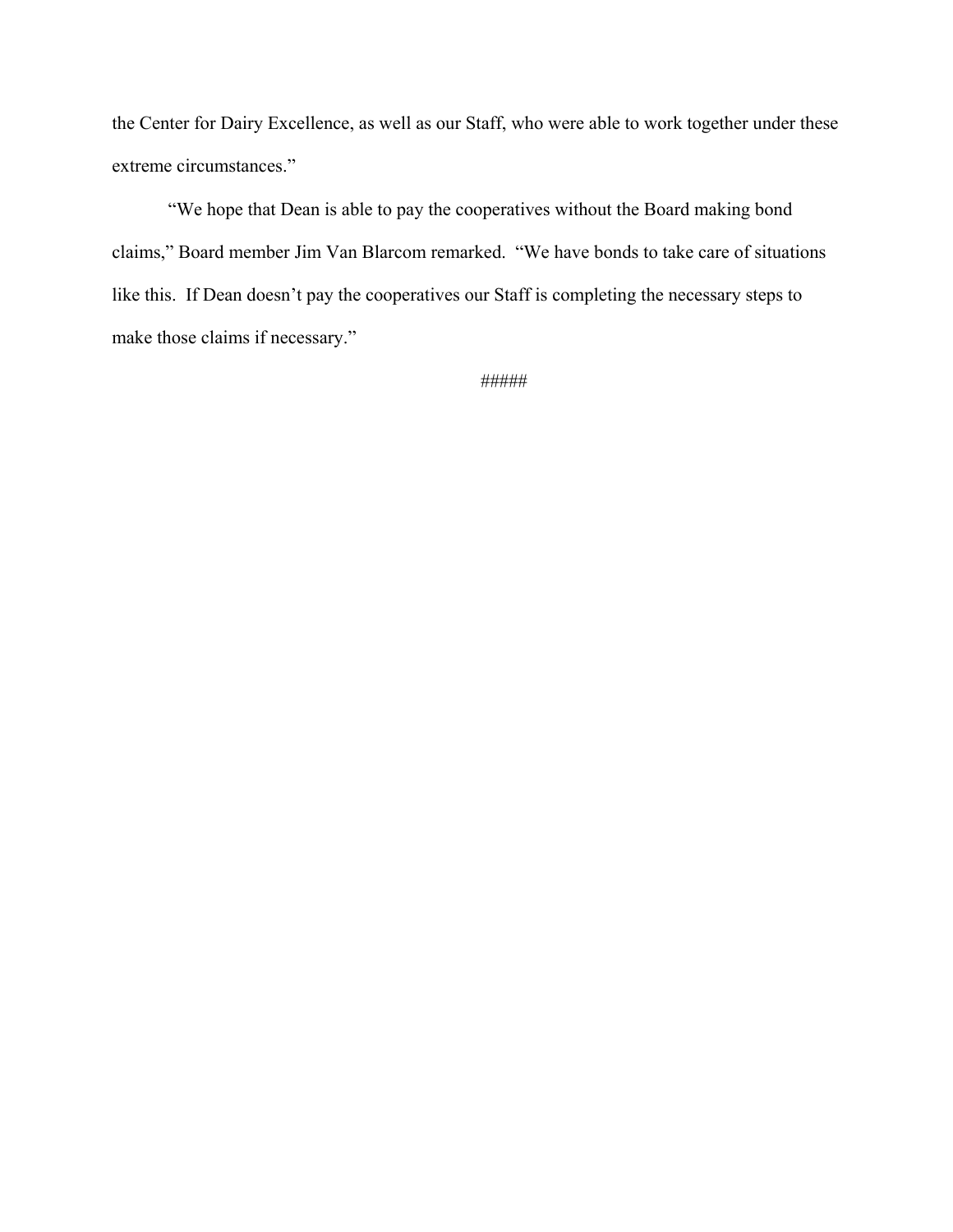the Center for Dairy Excellence, as well as our Staff, who were able to work together under these extreme circumstances."

"We hope that Dean is able to pay the cooperatives without the Board making bond claims," Board member Jim Van Blarcom remarked. "We have bonds to take care of situations like this. If Dean doesn't pay the cooperatives our Staff is completing the necessary steps to make those claims if necessary."

#####